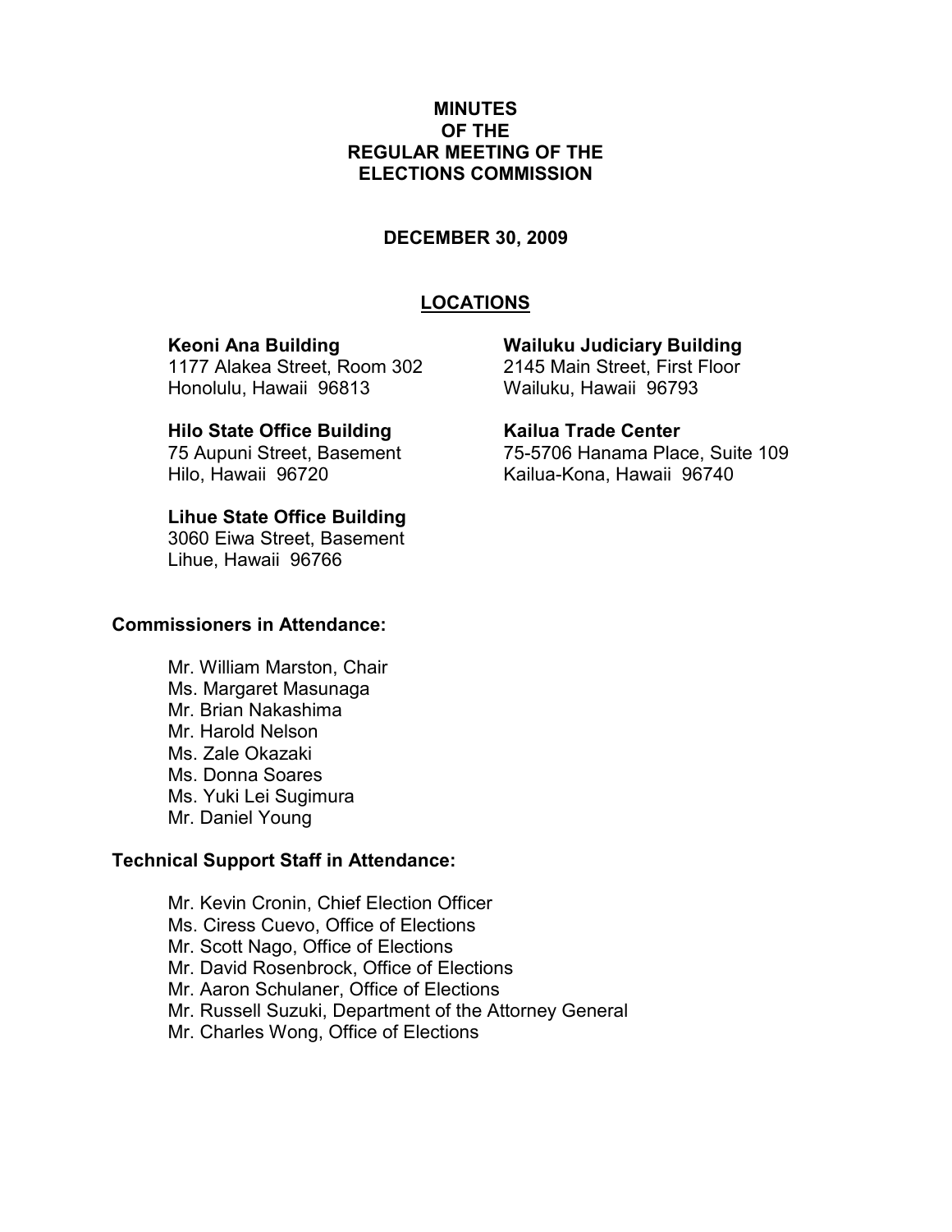# MINUTES
# OF THE
# REGULAR MEETING OF THE
# ELECTIONS COMMISSION

**DECEMBER 30, 2009**

## LOCATIONS

**Keoni Ana Building**
1177 Alakea Street, Room 302
Honolulu, Hawaii 96813

**Wailuku Judiciary Building**
2145 Main Street, First Floor
Wailuku, Hawaii 96793

**Hilo State Office Building**
75 Aupuni Street, Basement
Hilo, Hawaii 96720

**Kailua Trade Center**
75-5706 Hanama Place, Suite 109
Kailua-Kona, Hawaii 96740

**Lihue State Office Building**
3060 Eiwa Street, Basement
Lihue, Hawaii 96766

**Commissioners in Attendance:**

Mr. William Marston, Chair
Ms. Margaret Masunaga
Mr. Brian Nakashima
Mr. Harold Nelson
Ms. Zale Okazaki
Ms. Donna Soares
Ms. Yuki Lei Sugimura
Mr. Daniel Young

**Technical Support Staff in Attendance:**

Mr. Kevin Cronin, Chief Election Officer
Ms. Ciress Cuevo, Office of Elections
Mr. Scott Nago, Office of Elections
Mr. David Rosenbrock, Office of Elections
Mr. Aaron Schulaner, Office of Elections
Mr. Russell Suzuki, Department of the Attorney General
Mr. Charles Wong, Office of Elections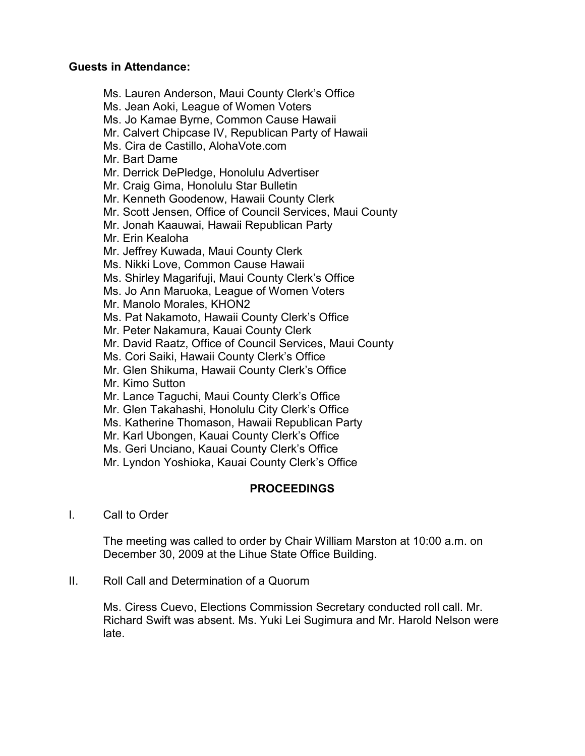**Guests in Attendance:**

Ms. Lauren Anderson, Maui County Clerk's Office
Ms. Jean Aoki, League of Women Voters
Ms. Jo Kamae Byrne, Common Cause Hawaii
Mr. Calvert Chipcase IV, Republican Party of Hawaii
Ms. Cira de Castillo, AlohaVote.com
Mr. Bart Dame
Mr. Derrick DePledge, Honolulu Advertiser
Mr. Craig Gima, Honolulu Star Bulletin
Mr. Kenneth Goodenow, Hawaii County Clerk
Mr. Scott Jensen, Office of Council Services, Maui County
Mr. Jonah Kaauwai, Hawaii Republican Party
Mr. Erin Kealoha
Mr. Jeffrey Kuwada, Maui County Clerk
Ms. Nikki Love, Common Cause Hawaii
Ms. Shirley Magarifuji, Maui County Clerk's Office
Ms. Jo Ann Maruoka, League of Women Voters
Mr. Manolo Morales, KHON2
Ms. Pat Nakamoto, Hawaii County Clerk's Office
Mr. Peter Nakamura, Kauai County Clerk
Mr. David Raatz, Office of Council Services, Maui County
Ms. Cori Saiki, Hawaii County Clerk's Office
Mr. Glen Shikuma, Hawaii County Clerk's Office
Mr. Kimo Sutton
Mr. Lance Taguchi, Maui County Clerk's Office
Mr. Glen Takahashi, Honolulu City Clerk's Office
Ms. Katherine Thomason, Hawaii Republican Party
Mr. Karl Ubongen, Kauai County Clerk's Office
Ms. Geri Unciano, Kauai County Clerk's Office
Mr. Lyndon Yoshioka, Kauai County Clerk's Office

## PROCEEDINGS

I. Call to Order

The meeting was called to order by Chair William Marston at 10:00 a.m. on December 30, 2009 at the Lihue State Office Building.

II. Roll Call and Determination of a Quorum

Ms. Ciress Cuevo, Elections Commission Secretary conducted roll call. Mr. Richard Swift was absent. Ms. Yuki Lei Sugimura and Mr. Harold Nelson were late.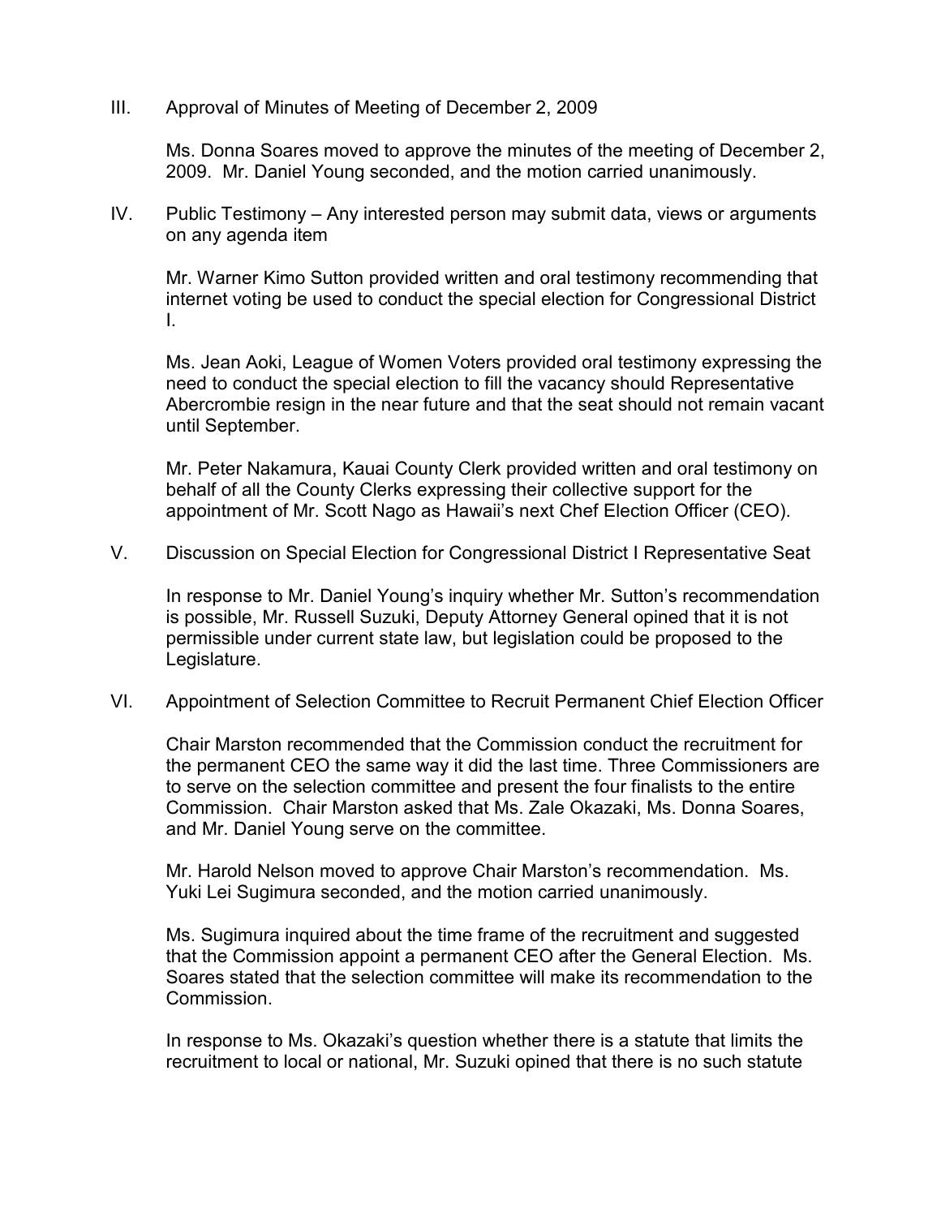III. Approval of Minutes of Meeting of December 2, 2009

Ms. Donna Soares moved to approve the minutes of the meeting of December 2, 2009. Mr. Daniel Young seconded, and the motion carried unanimously.

IV. Public Testimony – Any interested person may submit data, views or arguments on any agenda item

Mr. Warner Kimo Sutton provided written and oral testimony recommending that internet voting be used to conduct the special election for Congressional District I.

Ms. Jean Aoki, League of Women Voters provided oral testimony expressing the need to conduct the special election to fill the vacancy should Representative Abercrombie resign in the near future and that the seat should not remain vacant until September.

Mr. Peter Nakamura, Kauai County Clerk provided written and oral testimony on behalf of all the County Clerks expressing their collective support for the appointment of Mr. Scott Nago as Hawaii's next Chef Election Officer (CEO).

V. Discussion on Special Election for Congressional District I Representative Seat

In response to Mr. Daniel Young's inquiry whether Mr. Sutton's recommendation is possible, Mr. Russell Suzuki, Deputy Attorney General opined that it is not permissible under current state law, but legislation could be proposed to the Legislature.

VI. Appointment of Selection Committee to Recruit Permanent Chief Election Officer

Chair Marston recommended that the Commission conduct the recruitment for the permanent CEO the same way it did the last time. Three Commissioners are to serve on the selection committee and present the four finalists to the entire Commission. Chair Marston asked that Ms. Zale Okazaki, Ms. Donna Soares, and Mr. Daniel Young serve on the committee.

Mr. Harold Nelson moved to approve Chair Marston's recommendation. Ms. Yuki Lei Sugimura seconded, and the motion carried unanimously.

Ms. Sugimura inquired about the time frame of the recruitment and suggested that the Commission appoint a permanent CEO after the General Election. Ms. Soares stated that the selection committee will make its recommendation to the Commission.

In response to Ms. Okazaki's question whether there is a statute that limits the recruitment to local or national, Mr. Suzuki opined that there is no such statute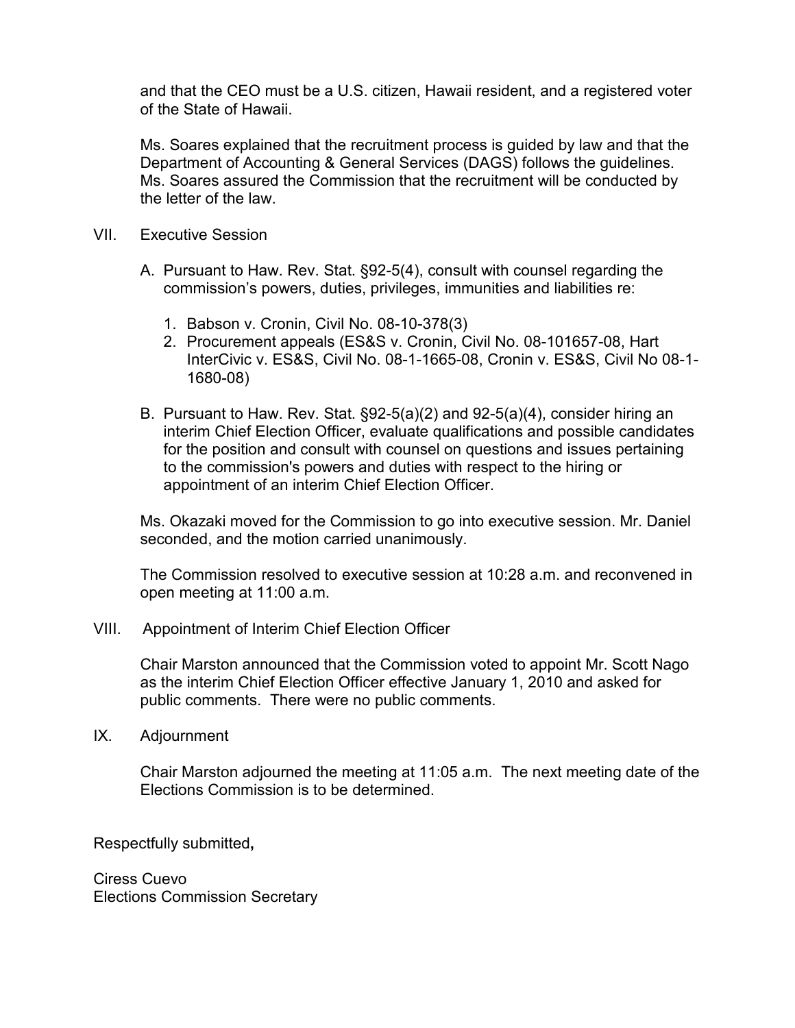and that the CEO must be a U.S. citizen, Hawaii resident, and a registered voter of the State of Hawaii.

Ms. Soares explained that the recruitment process is guided by law and that the Department of Accounting & General Services (DAGS) follows the guidelines. Ms. Soares assured the Commission that the recruitment will be conducted by the letter of the law.

VII. Executive Session

A. Pursuant to Haw. Rev. Stat. §92-5(4), consult with counsel regarding the commission's powers, duties, privileges, immunities and liabilities re:

1. Babson v. Cronin, Civil No. 08-10-378(3)
2. Procurement appeals (ES&S v. Cronin, Civil No. 08-101657-08, Hart InterCivic v. ES&S, Civil No. 08-1-1665-08, Cronin v. ES&S, Civil No 08-1-1680-08)

B. Pursuant to Haw. Rev. Stat. §92-5(a)(2) and 92-5(a)(4), consider hiring an interim Chief Election Officer, evaluate qualifications and possible candidates for the position and consult with counsel on questions and issues pertaining to the commission's powers and duties with respect to the hiring or appointment of an interim Chief Election Officer.

Ms. Okazaki moved for the Commission to go into executive session. Mr. Daniel seconded, and the motion carried unanimously.

The Commission resolved to executive session at 10:28 a.m. and reconvened in open meeting at 11:00 a.m.

VIII. Appointment of Interim Chief Election Officer

Chair Marston announced that the Commission voted to appoint Mr. Scott Nago as the interim Chief Election Officer effective January 1, 2010 and asked for public comments. There were no public comments.

IX. Adjournment

Chair Marston adjourned the meeting at 11:05 a.m. The next meeting date of the Elections Commission is to be determined.

Respectfully submitted,

Ciress Cuevo
Elections Commission Secretary